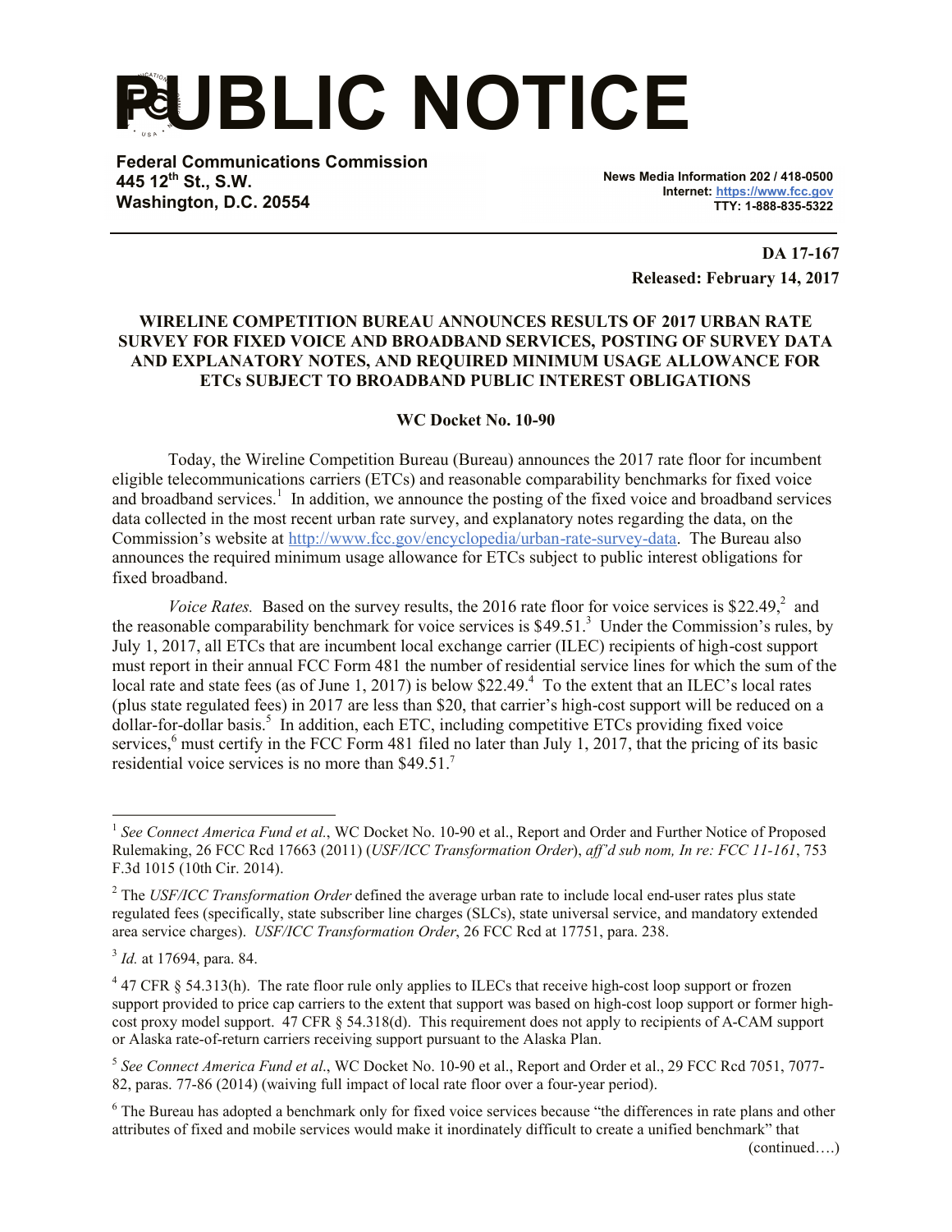# PUBLIC NOTICE

**Federal Communications Commission**
**445 12th St., S.W.**
**Washington, D.C. 20554**

**News Media Information 202 / 418-0500**
**Internet: https://www.fcc.gov**
**TTY: 1-888-835-5322**

**DA 17-167**
**Released: February 14, 2017**

**WIRELINE COMPETITION BUREAU ANNOUNCES RESULTS OF 2017 URBAN RATE SURVEY FOR FIXED VOICE AND BROADBAND SERVICES, POSTING OF SURVEY DATA AND EXPLANATORY NOTES, AND REQUIRED MINIMUM USAGE ALLOWANCE FOR ETCs SUBJECT TO BROADBAND PUBLIC INTEREST OBLIGATIONS**

**WC Docket No. 10-90**

Today, the Wireline Competition Bureau (Bureau) announces the 2017 rate floor for incumbent eligible telecommunications carriers (ETCs) and reasonable comparability benchmarks for fixed voice and broadband services.[1] In addition, we announce the posting of the fixed voice and broadband services data collected in the most recent urban rate survey, and explanatory notes regarding the data, on the Commission's website at http://www.fcc.gov/encyclopedia/urban-rate-survey-data. The Bureau also announces the required minimum usage allowance for ETCs subject to public interest obligations for fixed broadband.

*Voice Rates.* Based on the survey results, the 2016 rate floor for voice services is $22.49,[2] and the reasonable comparability benchmark for voice services is $49.51.[3] Under the Commission's rules, by July 1, 2017, all ETCs that are incumbent local exchange carrier (ILEC) recipients of high-cost support must report in their annual FCC Form 481 the number of residential service lines for which the sum of the local rate and state fees (as of June 1, 2017) is below $22.49.[4] To the extent that an ILEC's local rates (plus state regulated fees) in 2017 are less than $20, that carrier's high-cost support will be reduced on a dollar-for-dollar basis.[5] In addition, each ETC, including competitive ETCs providing fixed voice services,[6] must certify in the FCC Form 481 filed no later than July 1, 2017, that the pricing of its basic residential voice services is no more than $49.51.[7]

---

[1] *See Connect America Fund et al.*, WC Docket No. 10-90 et al., Report and Order and Further Notice of Proposed Rulemaking, 26 FCC Rcd 17663 (2011) (*USF/ICC Transformation Order*), *aff'd sub nom, In re: FCC 11-161*, 753 F.3d 1015 (10th Cir. 2014).

[2] The *USF/ICC Transformation Order* defined the average urban rate to include local end-user rates plus state regulated fees (specifically, state subscriber line charges (SLCs), state universal service, and mandatory extended area service charges). *USF/ICC Transformation Order*, 26 FCC Rcd at 17751, para. 238.

[3] *Id.* at 17694, para. 84.

[4] 47 CFR § 54.313(h). The rate floor rule only applies to ILECs that receive high-cost loop support or frozen support provided to price cap carriers to the extent that support was based on high-cost loop support or former high-cost proxy model support. 47 CFR § 54.318(d). This requirement does not apply to recipients of A-CAM support or Alaska rate-of-return carriers receiving support pursuant to the Alaska Plan.

[5] *See Connect America Fund et al.*, WC Docket No. 10-90 et al., Report and Order et al., 29 FCC Rcd 7051, 7077-82, paras. 77-86 (2014) (waiving full impact of local rate floor over a four-year period).

[6] The Bureau has adopted a benchmark only for fixed voice services because "the differences in rate plans and other attributes of fixed and mobile services would make it inordinately difficult to create a unified benchmark" that

(continued….)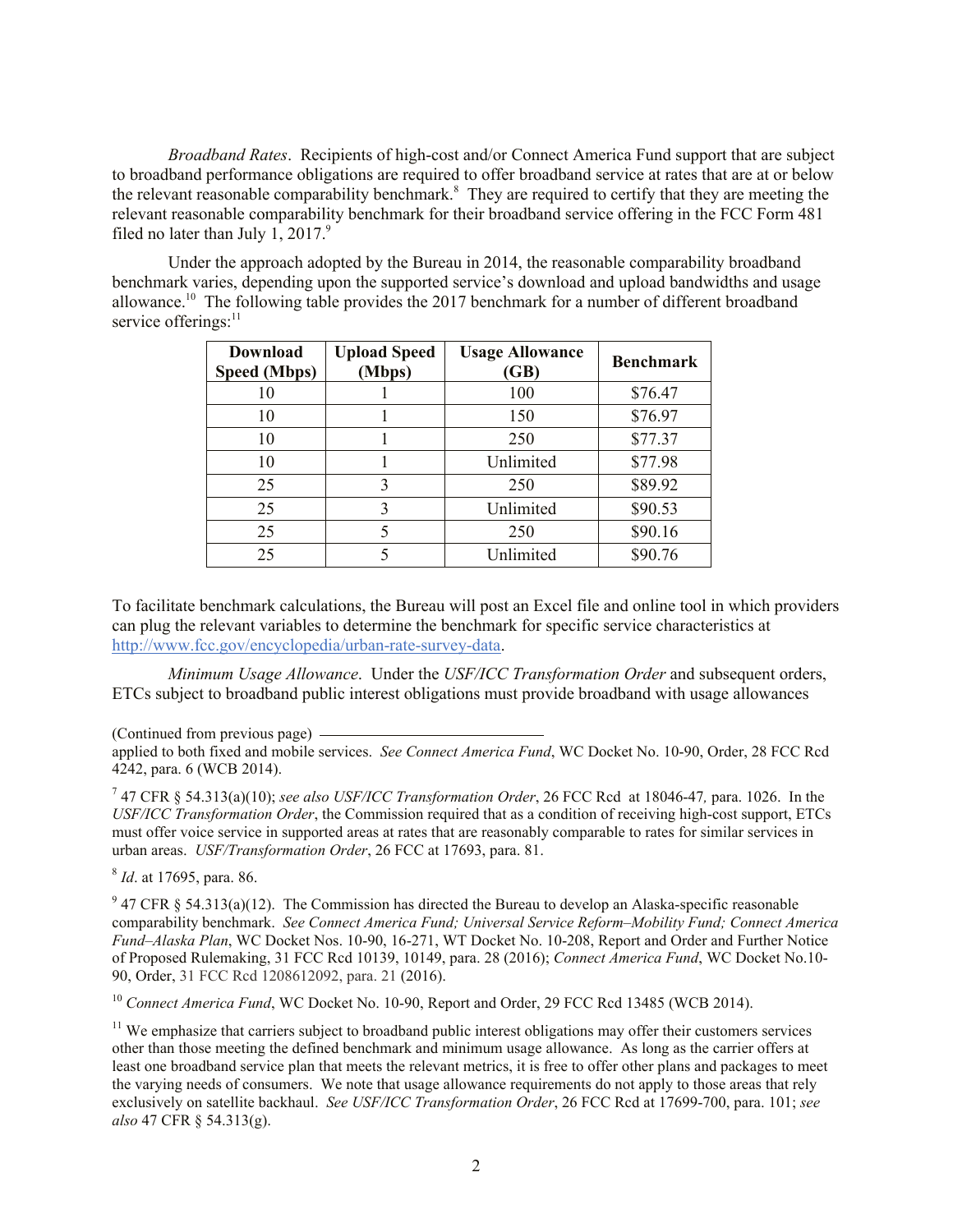*Broadband Rates*. Recipients of high-cost and/or Connect America Fund support that are subject to broadband performance obligations are required to offer broadband service at rates that are at or below the relevant reasonable comparability benchmark.[8] They are required to certify that they are meeting the relevant reasonable comparability benchmark for their broadband service offering in the FCC Form 481 filed no later than July 1, 2017.[9]

Under the approach adopted by the Bureau in 2014, the reasonable comparability broadband benchmark varies, depending upon the supported service's download and upload bandwidths and usage allowance.[10] The following table provides the 2017 benchmark for a number of different broadband service offerings:[11]

| Download Speed (Mbps) | Upload Speed (Mbps) | Usage Allowance (GB) | Benchmark |
|---|---|---|---|
| 10 | 1 | 100 | $76.47 |
| 10 | 1 | 150 | $76.97 |
| 10 | 1 | 250 | $77.37 |
| 10 | 1 | Unlimited | $77.98 |
| 25 | 3 | 250 | $89.92 |
| 25 | 3 | Unlimited | $90.53 |
| 25 | 5 | 250 | $90.16 |
| 25 | 5 | Unlimited | $90.76 |

To facilitate benchmark calculations, the Bureau will post an Excel file and online tool in which providers can plug the relevant variables to determine the benchmark for specific service characteristics at http://www.fcc.gov/encyclopedia/urban-rate-survey-data.

*Minimum Usage Allowance*. Under the *USF/ICC Transformation Order* and subsequent orders, ETCs subject to broadband public interest obligations must provide broadband with usage allowances

(Continued from previous page)
applied to both fixed and mobile services. *See Connect America Fund*, WC Docket No. 10-90, Order, 28 FCC Rcd 4242, para. 6 (WCB 2014).

[7] 47 CFR § 54.313(a)(10); *see also USF/ICC Transformation Order*, 26 FCC Rcd at 18046-47*,* para. 1026. In the *USF/ICC Transformation Order*, the Commission required that as a condition of receiving high-cost support, ETCs must offer voice service in supported areas at rates that are reasonably comparable to rates for similar services in urban areas. *USF/Transformation Order*, 26 FCC at 17693, para. 81.

[8] *Id*. at 17695, para. 86.

[9] 47 CFR § 54.313(a)(12). The Commission has directed the Bureau to develop an Alaska-specific reasonable comparability benchmark. *See Connect America Fund; Universal Service Reform–Mobility Fund; Connect America Fund–Alaska Plan*, WC Docket Nos. 10-90, 16-271, WT Docket No. 10-208, Report and Order and Further Notice of Proposed Rulemaking, 31 FCC Rcd 10139, 10149, para. 28 (2016); *Connect America Fund*, WC Docket No.10-90, Order, 31 FCC Rcd 1208612092, para. 21 (2016).

[10] *Connect America Fund*, WC Docket No. 10-90, Report and Order, 29 FCC Rcd 13485 (WCB 2014).

[11] We emphasize that carriers subject to broadband public interest obligations may offer their customers services other than those meeting the defined benchmark and minimum usage allowance. As long as the carrier offers at least one broadband service plan that meets the relevant metrics, it is free to offer other plans and packages to meet the varying needs of consumers. We note that usage allowance requirements do not apply to those areas that rely exclusively on satellite backhaul. *See USF/ICC Transformation Order*, 26 FCC Rcd at 17699-700, para. 101; *see also* 47 CFR § 54.313(g).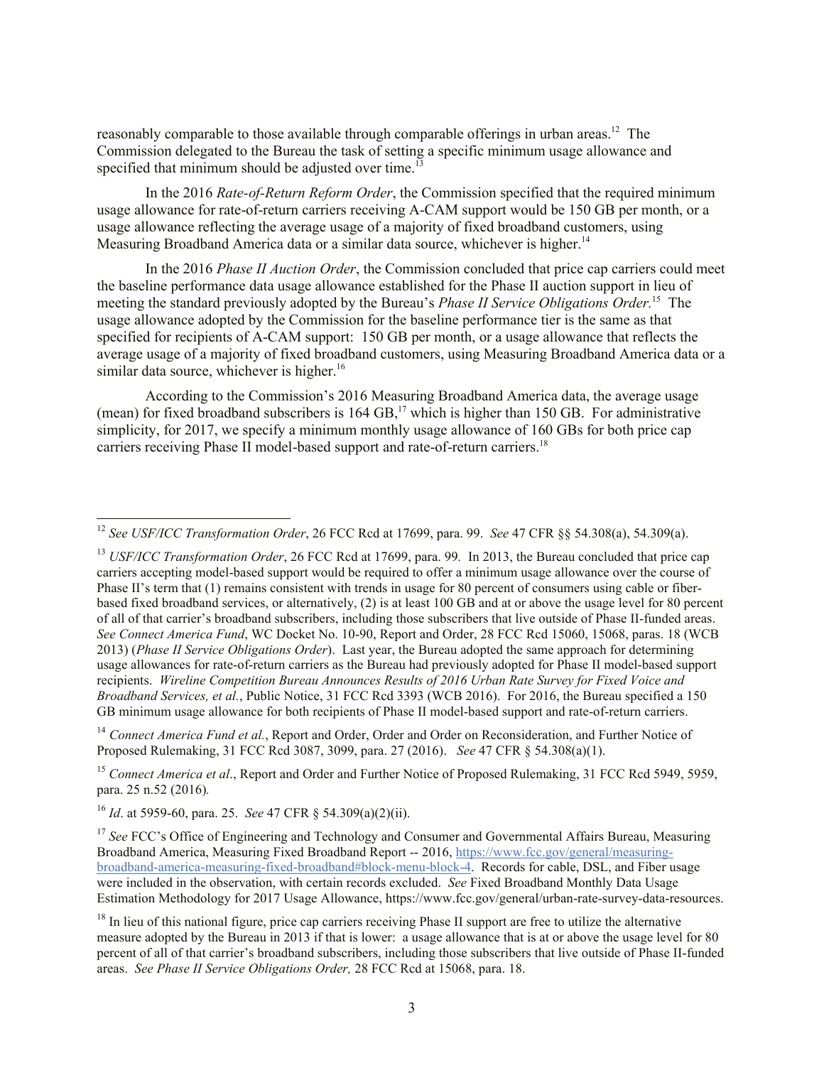reasonably comparable to those available through comparable offerings in urban areas.[12] The Commission delegated to the Bureau the task of setting a specific minimum usage allowance and specified that minimum should be adjusted over time.[13]

In the 2016 *Rate-of-Return Reform Order*, the Commission specified that the required minimum usage allowance for rate-of-return carriers receiving A-CAM support would be 150 GB per month, or a usage allowance reflecting the average usage of a majority of fixed broadband customers, using Measuring Broadband America data or a similar data source, whichever is higher.[14]

In the 2016 *Phase II Auction Order*, the Commission concluded that price cap carriers could meet the baseline performance data usage allowance established for the Phase II auction support in lieu of meeting the standard previously adopted by the Bureau's *Phase II Service Obligations Order.*[15] The usage allowance adopted by the Commission for the baseline performance tier is the same as that specified for recipients of A-CAM support: 150 GB per month, or a usage allowance that reflects the average usage of a majority of fixed broadband customers, using Measuring Broadband America data or a similar data source, whichever is higher.[16]

According to the Commission's 2016 Measuring Broadband America data, the average usage (mean) for fixed broadband subscribers is 164 GB,[17] which is higher than 150 GB. For administrative simplicity, for 2017, we specify a minimum monthly usage allowance of 160 GBs for both price cap carriers receiving Phase II model-based support and rate-of-return carriers.[18]

---

[12] *See USF/ICC Transformation Order*, 26 FCC Rcd at 17699, para. 99. *See* 47 CFR §§ 54.308(a), 54.309(a).

[13] *USF/ICC Transformation Order*, 26 FCC Rcd at 17699, para. 99. In 2013, the Bureau concluded that price cap carriers accepting model-based support would be required to offer a minimum usage allowance over the course of Phase II's term that (1) remains consistent with trends in usage for 80 percent of consumers using cable or fiber-based fixed broadband services, or alternatively, (2) is at least 100 GB and at or above the usage level for 80 percent of all of that carrier's broadband subscribers, including those subscribers that live outside of Phase II-funded areas. *See Connect America Fund*, WC Docket No. 10-90, Report and Order, 28 FCC Rcd 15060, 15068, paras. 18 (WCB 2013) (*Phase II Service Obligations Order*). Last year, the Bureau adopted the same approach for determining usage allowances for rate-of-return carriers as the Bureau had previously adopted for Phase II model-based support recipients. *Wireline Competition Bureau Announces Results of 2016 Urban Rate Survey for Fixed Voice and Broadband Services, et al.*, Public Notice, 31 FCC Rcd 3393 (WCB 2016). For 2016, the Bureau specified a 150 GB minimum usage allowance for both recipients of Phase II model-based support and rate-of-return carriers.

[14] *Connect America Fund et al.*, Report and Order, Order and Order on Reconsideration, and Further Notice of Proposed Rulemaking, 31 FCC Rcd 3087, 3099, para. 27 (2016). *See* 47 CFR § 54.308(a)(1).

[15] *Connect America et al*., Report and Order and Further Notice of Proposed Rulemaking, 31 FCC Rcd 5949, 5959, para. 25 n.52 (2016)*.*

[16] *Id*. at 5959-60, para. 25. *See* 47 CFR § 54.309(a)(2)(ii).

[17] *See* FCC's Office of Engineering and Technology and Consumer and Governmental Affairs Bureau, Measuring Broadband America, Measuring Fixed Broadband Report -- 2016, https://www.fcc.gov/general/measuring-broadband-america-measuring-fixed-broadband#block-menu-block-4. Records for cable, DSL, and Fiber usage were included in the observation, with certain records excluded. *See* Fixed Broadband Monthly Data Usage Estimation Methodology for 2017 Usage Allowance, https://www.fcc.gov/general/urban-rate-survey-data-resources.

[18] In lieu of this national figure, price cap carriers receiving Phase II support are free to utilize the alternative measure adopted by the Bureau in 2013 if that is lower: a usage allowance that is at or above the usage level for 80 percent of all of that carrier's broadband subscribers, including those subscribers that live outside of Phase II-funded areas. *See Phase II Service Obligations Order,* 28 FCC Rcd at 15068, para. 18.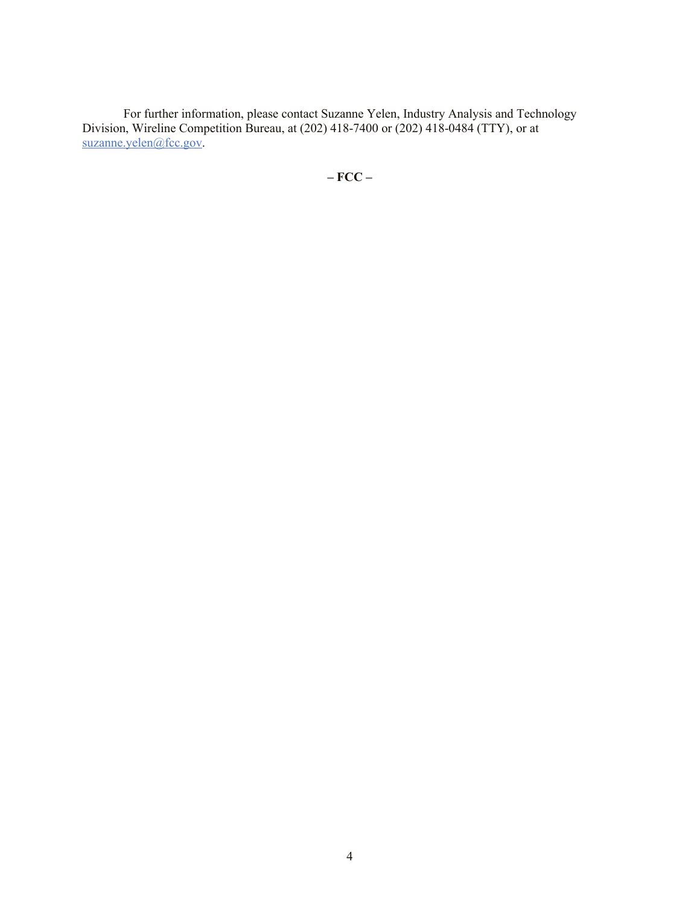For further information, please contact Suzanne Yelen, Industry Analysis and Technology Division, Wireline Competition Bureau, at (202) 418-7400 or (202) 418-0484 (TTY), or at suzanne.yelen@fcc.gov.

**– FCC –**